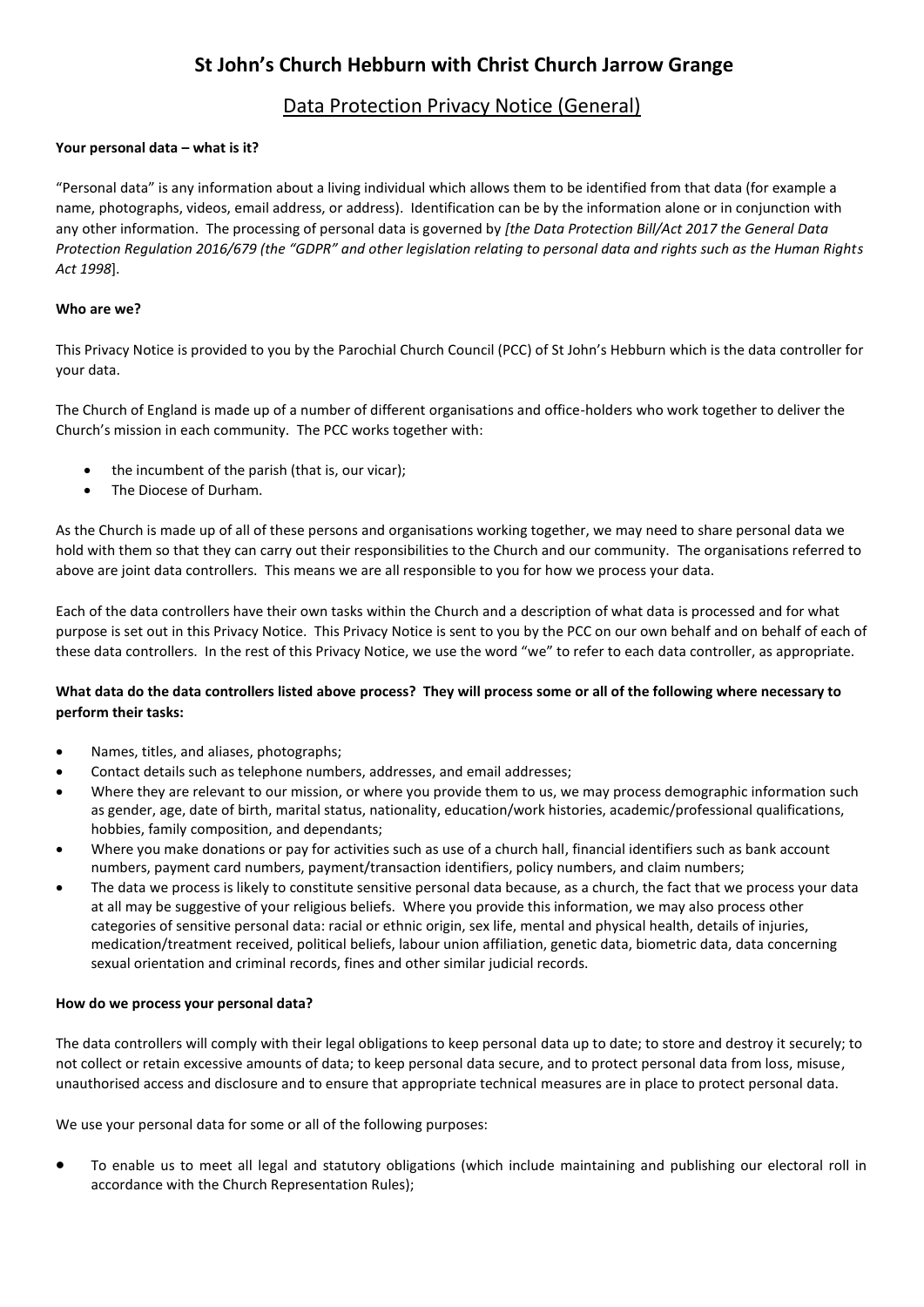# St John's Church Hebburn with Christ Church Jarrow Grange

## Data Protection Privacy Notice (General)

**Your personal data – what is it?**

"Personal data" is any information about a living individual which allows them to be identified from that data (for example a name, photographs, videos, email address, or address). Identification can be by the information alone or in conjunction with any other information. The processing of personal data is governed by *[the Data Protection Bill/Act 2017 the General Data Protection Regulation 2016/679 (the "GDPR" and other legislation relating to personal data and rights such as the Human Rights Act 1998*].

**Who are we?**

This Privacy Notice is provided to you by the Parochial Church Council (PCC) of St John's Hebburn which is the data controller for your data.

The Church of England is made up of a number of different organisations and office-holders who work together to deliver the Church's mission in each community. The PCC works together with:

- the incumbent of the parish (that is, our vicar);
- The Diocese of Durham.

As the Church is made up of all of these persons and organisations working together, we may need to share personal data we hold with them so that they can carry out their responsibilities to the Church and our community. The organisations referred to above are joint data controllers. This means we are all responsible to you for how we process your data.

Each of the data controllers have their own tasks within the Church and a description of what data is processed and for what purpose is set out in this Privacy Notice. This Privacy Notice is sent to you by the PCC on our own behalf and on behalf of each of these data controllers. In the rest of this Privacy Notice, we use the word "we" to refer to each data controller, as appropriate.

**What data do the data controllers listed above process? They will process some or all of the following where necessary to perform their tasks:**

- Names, titles, and aliases, photographs;
- Contact details such as telephone numbers, addresses, and email addresses;
- Where they are relevant to our mission, or where you provide them to us, we may process demographic information such as gender, age, date of birth, marital status, nationality, education/work histories, academic/professional qualifications, hobbies, family composition, and dependants;
- Where you make donations or pay for activities such as use of a church hall, financial identifiers such as bank account numbers, payment card numbers, payment/transaction identifiers, policy numbers, and claim numbers;
- The data we process is likely to constitute sensitive personal data because, as a church, the fact that we process your data at all may be suggestive of your religious beliefs. Where you provide this information, we may also process other categories of sensitive personal data: racial or ethnic origin, sex life, mental and physical health, details of injuries, medication/treatment received, political beliefs, labour union affiliation, genetic data, biometric data, data concerning sexual orientation and criminal records, fines and other similar judicial records.

**How do we process your personal data?**

The data controllers will comply with their legal obligations to keep personal data up to date; to store and destroy it securely; to not collect or retain excessive amounts of data; to keep personal data secure, and to protect personal data from loss, misuse, unauthorised access and disclosure and to ensure that appropriate technical measures are in place to protect personal data.

We use your personal data for some or all of the following purposes:

- To enable us to meet all legal and statutory obligations (which include maintaining and publishing our electoral roll in accordance with the Church Representation Rules);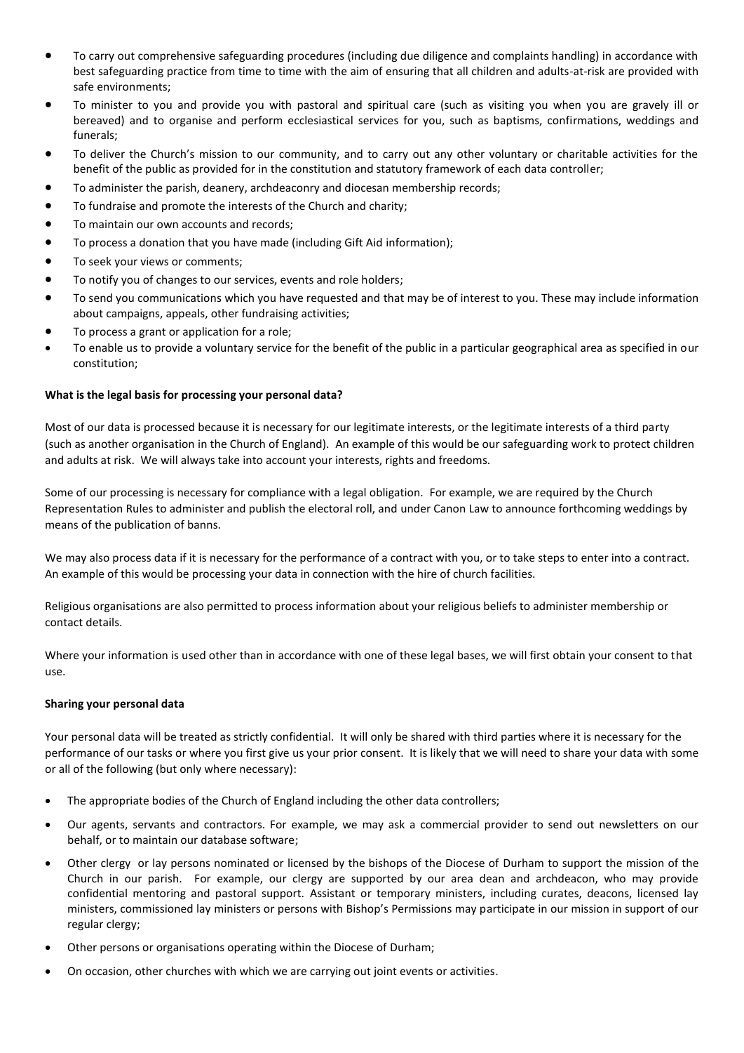- To carry out comprehensive safeguarding procedures (including due diligence and complaints handling) in accordance with best safeguarding practice from time to time with the aim of ensuring that all children and adults-at-risk are provided with safe environments;
- To minister to you and provide you with pastoral and spiritual care (such as visiting you when you are gravely ill or bereaved) and to organise and perform ecclesiastical services for you, such as baptisms, confirmations, weddings and funerals;
- To deliver the Church's mission to our community, and to carry out any other voluntary or charitable activities for the benefit of the public as provided for in the constitution and statutory framework of each data controller;
- To administer the parish, deanery, archdeaconry and diocesan membership records;
- To fundraise and promote the interests of the Church and charity;
- To maintain our own accounts and records;
- To process a donation that you have made (including Gift Aid information);
- To seek your views or comments;
- To notify you of changes to our services, events and role holders;
- To send you communications which you have requested and that may be of interest to you. These may include information about campaigns, appeals, other fundraising activities;
- To process a grant or application for a role;
- To enable us to provide a voluntary service for the benefit of the public in a particular geographical area as specified in our constitution;

**What is the legal basis for processing your personal data?**

Most of our data is processed because it is necessary for our legitimate interests, or the legitimate interests of a third party (such as another organisation in the Church of England). An example of this would be our safeguarding work to protect children and adults at risk. We will always take into account your interests, rights and freedoms.

Some of our processing is necessary for compliance with a legal obligation. For example, we are required by the Church Representation Rules to administer and publish the electoral roll, and under Canon Law to announce forthcoming weddings by means of the publication of banns.

We may also process data if it is necessary for the performance of a contract with you, or to take steps to enter into a contract. An example of this would be processing your data in connection with the hire of church facilities.

Religious organisations are also permitted to process information about your religious beliefs to administer membership or contact details.

Where your information is used other than in accordance with one of these legal bases, we will first obtain your consent to that use.

**Sharing your personal data**

Your personal data will be treated as strictly confidential. It will only be shared with third parties where it is necessary for the performance of our tasks or where you first give us your prior consent. It is likely that we will need to share your data with some or all of the following (but only where necessary):

- The appropriate bodies of the Church of England including the other data controllers;
- Our agents, servants and contractors. For example, we may ask a commercial provider to send out newsletters on our behalf, or to maintain our database software;
- Other clergy or lay persons nominated or licensed by the bishops of the Diocese of Durham to support the mission of the Church in our parish. For example, our clergy are supported by our area dean and archdeacon, who may provide confidential mentoring and pastoral support. Assistant or temporary ministers, including curates, deacons, licensed lay ministers, commissioned lay ministers or persons with Bishop's Permissions may participate in our mission in support of our regular clergy;
- Other persons or organisations operating within the Diocese of Durham;
- On occasion, other churches with which we are carrying out joint events or activities.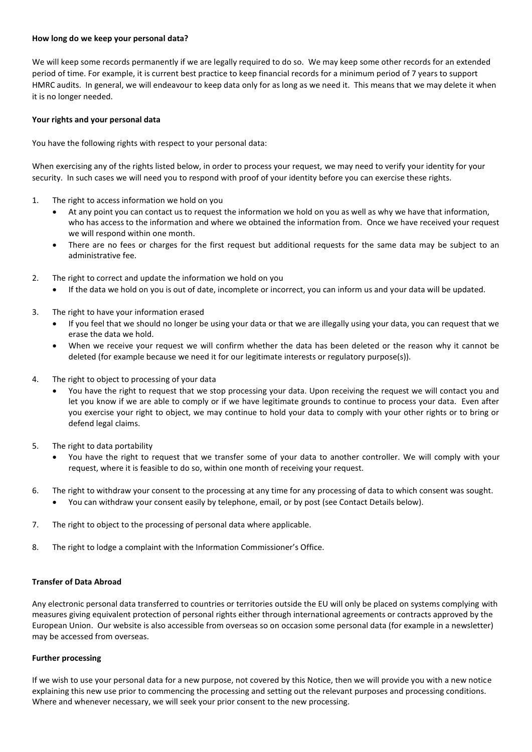**How long do we keep your personal data?**

We will keep some records permanently if we are legally required to do so. We may keep some other records for an extended period of time. For example, it is current best practice to keep financial records for a minimum period of 7 years to support HMRC audits. In general, we will endeavour to keep data only for as long as we need it. This means that we may delete it when it is no longer needed.

**Your rights and your personal data**

You have the following rights with respect to your personal data:

When exercising any of the rights listed below, in order to process your request, we may need to verify your identity for your security. In such cases we will need you to respond with proof of your identity before you can exercise these rights.

1. The right to access information we hold on you
   - At any point you can contact us to request the information we hold on you as well as why we have that information, who has access to the information and where we obtained the information from. Once we have received your request we will respond within one month.
   - There are no fees or charges for the first request but additional requests for the same data may be subject to an administrative fee.
2. The right to correct and update the information we hold on you
   - If the data we hold on you is out of date, incomplete or incorrect, you can inform us and your data will be updated.
3. The right to have your information erased
   - If you feel that we should no longer be using your data or that we are illegally using your data, you can request that we erase the data we hold.
   - When we receive your request we will confirm whether the data has been deleted or the reason why it cannot be deleted (for example because we need it for our legitimate interests or regulatory purpose(s)).
4. The right to object to processing of your data
   - You have the right to request that we stop processing your data. Upon receiving the request we will contact you and let you know if we are able to comply or if we have legitimate grounds to continue to process your data. Even after you exercise your right to object, we may continue to hold your data to comply with your other rights or to bring or defend legal claims.
5. The right to data portability
   - You have the right to request that we transfer some of your data to another controller. We will comply with your request, where it is feasible to do so, within one month of receiving your request.
6. The right to withdraw your consent to the processing at any time for any processing of data to which consent was sought.
   - You can withdraw your consent easily by telephone, email, or by post (see Contact Details below).
7. The right to object to the processing of personal data where applicable.
8. The right to lodge a complaint with the Information Commissioner's Office.

**Transfer of Data Abroad**

Any electronic personal data transferred to countries or territories outside the EU will only be placed on systems complying with measures giving equivalent protection of personal rights either through international agreements or contracts approved by the European Union. Our website is also accessible from overseas so on occasion some personal data (for example in a newsletter) may be accessed from overseas.

**Further processing**

If we wish to use your personal data for a new purpose, not covered by this Notice, then we will provide you with a new notice explaining this new use prior to commencing the processing and setting out the relevant purposes and processing conditions. Where and whenever necessary, we will seek your prior consent to the new processing.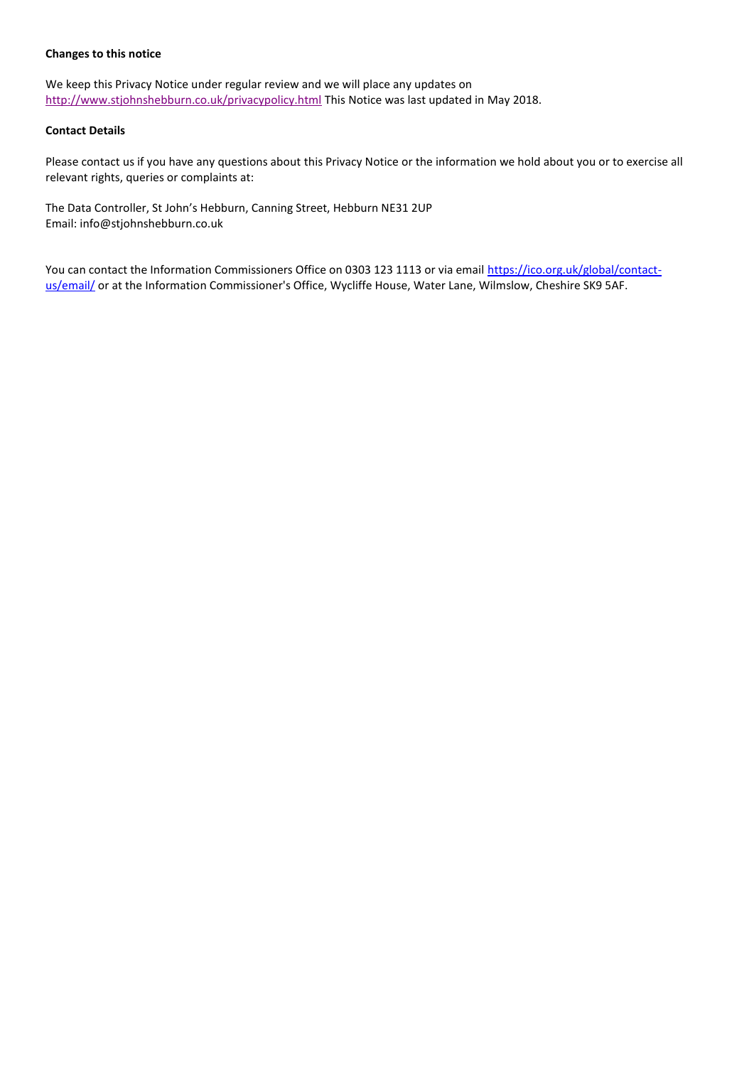**Changes to this notice**

We keep this Privacy Notice under regular review and we will place any updates on http://www.stjohnshebburn.co.uk/privacypolicy.html This Notice was last updated in May 2018.

**Contact Details**

Please contact us if you have any questions about this Privacy Notice or the information we hold about you or to exercise all relevant rights, queries or complaints at:

The Data Controller, St John's Hebburn, Canning Street, Hebburn NE31 2UP
Email: info@stjohnshebburn.co.uk

You can contact the Information Commissioners Office on 0303 123 1113 or via email https://ico.org.uk/global/contact-us/email/ or at the Information Commissioner's Office, Wycliffe House, Water Lane, Wilmslow, Cheshire SK9 5AF.